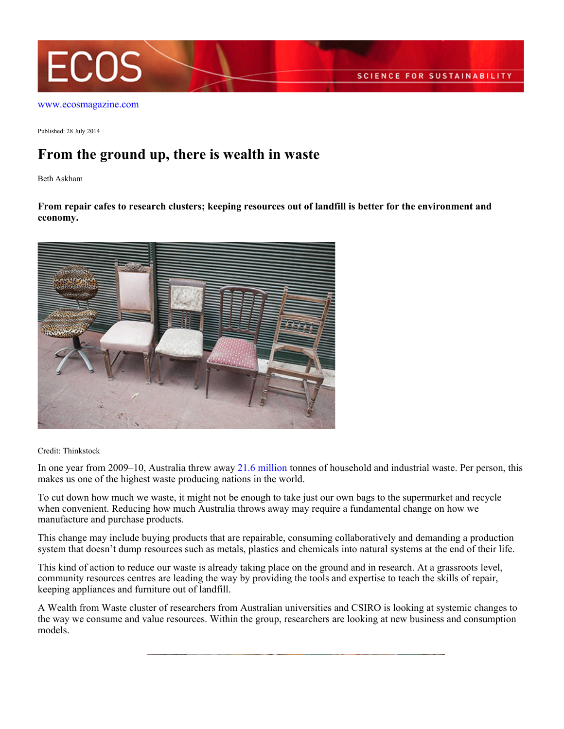www.ecosmagazine.com

Published: 28 July 2014

# From the ground up, there is wealth in waste

Beth Askham

**From repair cafes to research clusters; keeping resources out of landfill is better for the environment and economy.**

Credit: Thinkstock

In one year from 2009–10, Australia threw away 21.6 million tonnes of household and industrial waste. Per person, this makes us one of the highest waste producing nations in the world.

To cut down how much we waste, it might not be enough to take just our own bags to the supermarket and recycle when convenient. Reducing how much Australia throws away may require a fundamental change on how we manufacture and purchase products.

This change may include buying products that are repairable, consuming collaboratively and demanding a production system that doesn't dump resources such as metals, plastics and chemicals into natural systems at the end of their life.

This kind of action to reduce our waste is already taking place on the ground and in research. At a grassroots level, community resources centres are leading the way by providing the tools and expertise to teach the skills of repair, keeping appliances and furniture out of landfill.

A Wealth from Waste cluster of researchers from Australian universities and CSIRO is looking at systemic changes to the way we consume and value resources. Within the group, researchers are looking at new business and consumption models.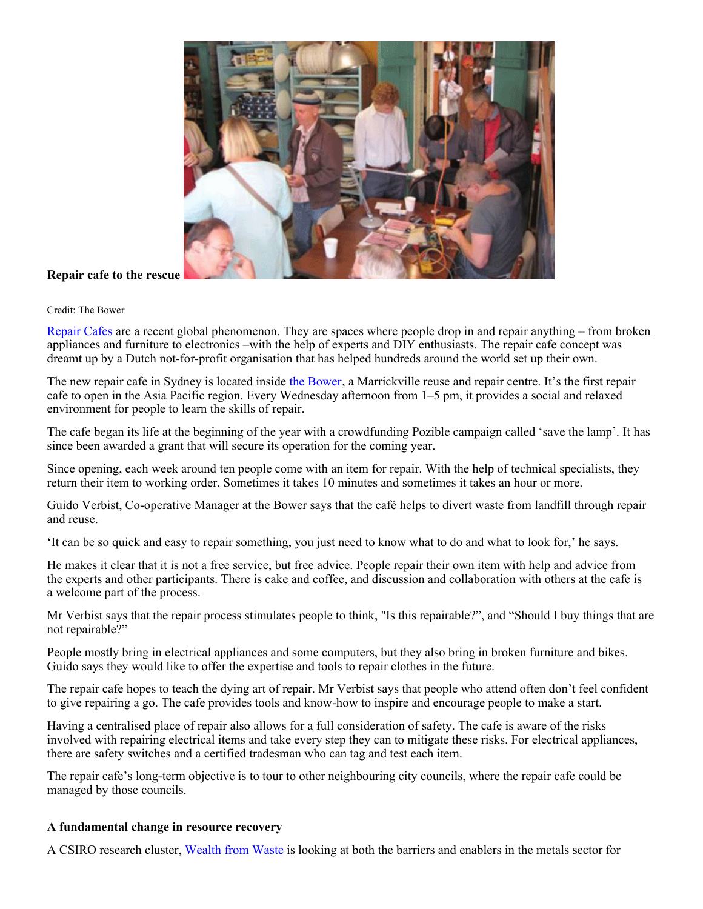**Repair cafe to the rescue**

Credit: The Bower

Repair Cafes are a recent global phenomenon. They are spaces where people drop in and repair anything – from broken appliances and furniture to electronics –with the help of experts and DIY enthusiasts. The repair cafe concept was dreamt up by a Dutch not-for-profit organisation that has helped hundreds around the world set up their own.

The new repair cafe in Sydney is located inside the Bower, a Marrickville reuse and repair centre. It's the first repair cafe to open in the Asia Pacific region. Every Wednesday afternoon from 1–5 pm, it provides a social and relaxed environment for people to learn the skills of repair.

The cafe began its life at the beginning of the year with a crowdfunding Pozible campaign called 'save the lamp'. It has since been awarded a grant that will secure its operation for the coming year.

Since opening, each week around ten people come with an item for repair. With the help of technical specialists, they return their item to working order. Sometimes it takes 10 minutes and sometimes it takes an hour or more.

Guido Verbist, Co-operative Manager at the Bower says that the café helps to divert waste from landfill through repair and reuse.

'It can be so quick and easy to repair something, you just need to know what to do and what to look for,' he says.

He makes it clear that it is not a free service, but free advice. People repair their own item with help and advice from the experts and other participants. There is cake and coffee, and discussion and collaboration with others at the cafe is a welcome part of the process.

Mr Verbist says that the repair process stimulates people to think, "Is this repairable?", and "Should I buy things that are not repairable?"

People mostly bring in electrical appliances and some computers, but they also bring in broken furniture and bikes. Guido says they would like to offer the expertise and tools to repair clothes in the future.

The repair cafe hopes to teach the dying art of repair. Mr Verbist says that people who attend often don't feel confident to give repairing a go. The cafe provides tools and know-how to inspire and encourage people to make a start.

Having a centralised place of repair also allows for a full consideration of safety. The cafe is aware of the risks involved with repairing electrical items and take every step they can to mitigate these risks. For electrical appliances, there are safety switches and a certified tradesman who can tag and test each item.

The repair cafe's long-term objective is to tour to other neighbouring city councils, where the repair cafe could be managed by those councils.

**A fundamental change in resource recovery**

A CSIRO research cluster, Wealth from Waste is looking at both the barriers and enablers in the metals sector for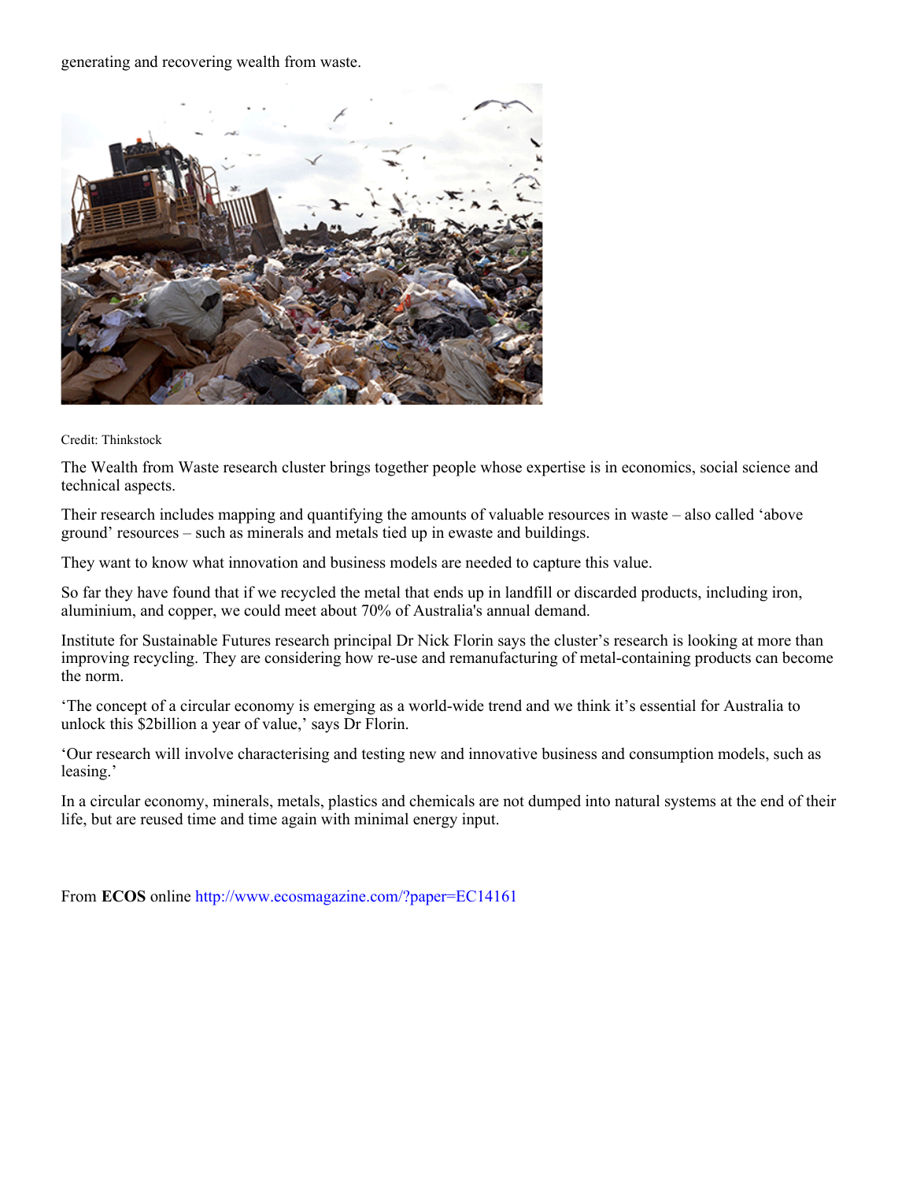generating and recovering wealth from waste.

Credit: Thinkstock

The Wealth from Waste research cluster brings together people whose expertise is in economics, social science and technical aspects.

Their research includes mapping and quantifying the amounts of valuable resources in waste – also called 'above ground' resources – such as minerals and metals tied up in ewaste and buildings.

They want to know what innovation and business models are needed to capture this value.

So far they have found that if we recycled the metal that ends up in landfill or discarded products, including iron, aluminium, and copper, we could meet about 70% of Australia's annual demand.

Institute for Sustainable Futures research principal Dr Nick Florin says the cluster's research is looking at more than improving recycling. They are considering how re-use and remanufacturing of metal-containing products can become the norm.

'The concept of a circular economy is emerging as a world-wide trend and we think it's essential for Australia to unlock this $2billion a year of value,' says Dr Florin.

'Our research will involve characterising and testing new and innovative business and consumption models, such as leasing.'

In a circular economy, minerals, metals, plastics and chemicals are not dumped into natural systems at the end of their life, but are reused time and time again with minimal energy input.

From **ECOS** online http://www.ecosmagazine.com/?paper=EC14161